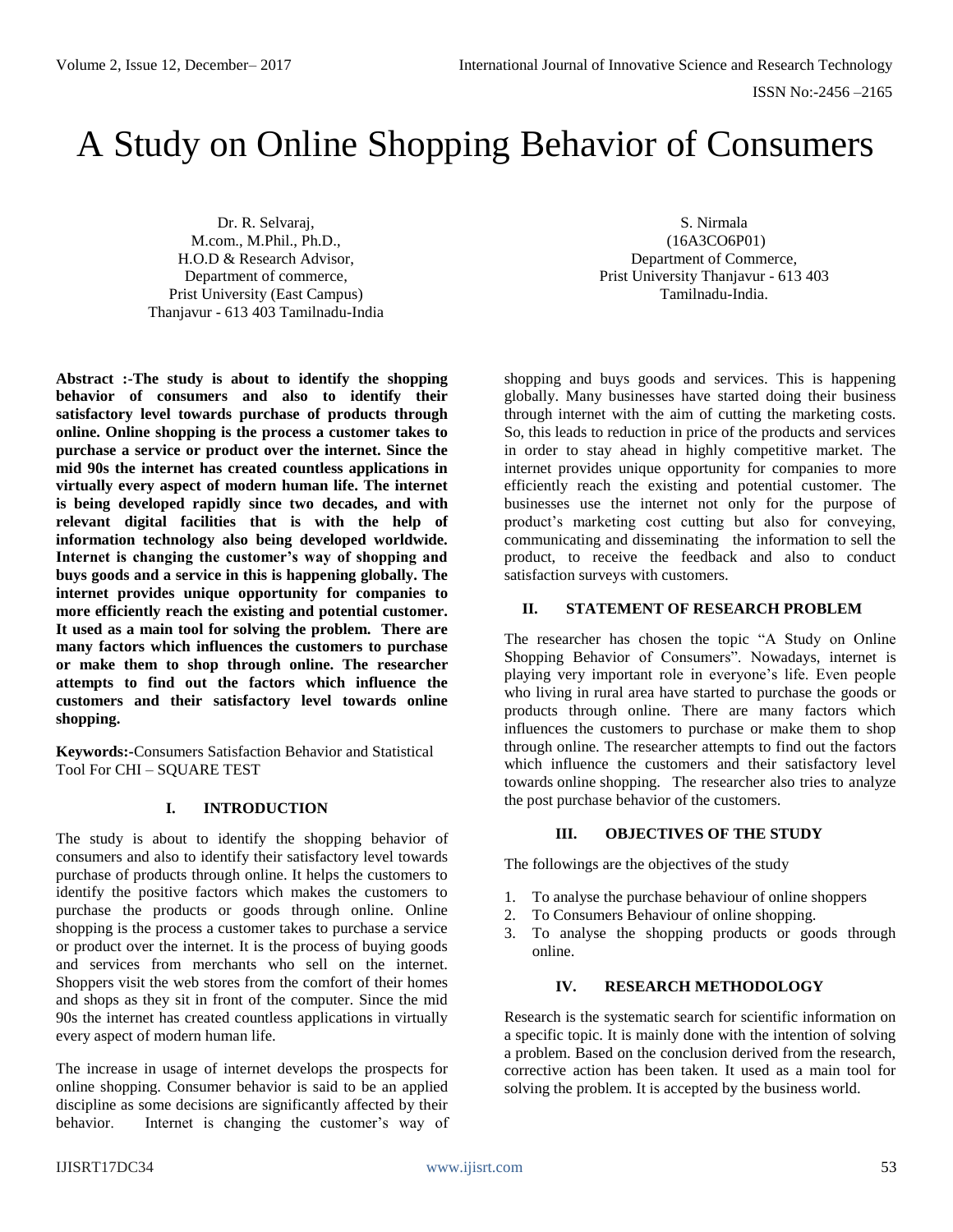# A Study on Online Shopping Behavior of Consumers

Dr. R. Selvaraj,
M.com., M.Phil., Ph.D.,
H.O.D & Research Advisor,
Department of commerce,
Prist University (East Campus)
Thanjavur - 613 403 Tamilnadu-India

S. Nirmala
(16A3CO6P01)
Department of Commerce,
Prist University Thanjavur - 613 403
Tamilnadu-India.

**Abstract :-The study is about to identify the shopping behavior of consumers and also to identify their satisfactory level towards purchase of products through online. Online shopping is the process a customer takes to purchase a service or product over the internet. Since the mid 90s the internet has created countless applications in virtually every aspect of modern human life. The internet is being developed rapidly since two decades, and with relevant digital facilities that is with the help of information technology also being developed worldwide. Internet is changing the customer's way of shopping and buys goods and a service in this is happening globally. The internet provides unique opportunity for companies to more efficiently reach the existing and potential customer. It used as a main tool for solving the problem. There are many factors which influences the customers to purchase or make them to shop through online. The researcher attempts to find out the factors which influence the customers and their satisfactory level towards online shopping.**

**Keywords:-**Consumers Satisfaction Behavior and Statistical Tool For CHI – SQUARE TEST

## I. INTRODUCTION

The study is about to identify the shopping behavior of consumers and also to identify their satisfactory level towards purchase of products through online. It helps the customers to identify the positive factors which makes the customers to purchase the products or goods through online. Online shopping is the process a customer takes to purchase a service or product over the internet. It is the process of buying goods and services from merchants who sell on the internet. Shoppers visit the web stores from the comfort of their homes and shops as they sit in front of the computer. Since the mid 90s the internet has created countless applications in virtually every aspect of modern human life.

The increase in usage of internet develops the prospects for online shopping. Consumer behavior is said to be an applied discipline as some decisions are significantly affected by their behavior. Internet is changing the customer's way of shopping and buys goods and services. This is happening globally. Many businesses have started doing their business through internet with the aim of cutting the marketing costs. So, this leads to reduction in price of the products and services in order to stay ahead in highly competitive market. The internet provides unique opportunity for companies to more efficiently reach the existing and potential customer. The businesses use the internet not only for the purpose of product's marketing cost cutting but also for conveying, communicating and disseminating the information to sell the product, to receive the feedback and also to conduct satisfaction surveys with customers.

## II. STATEMENT OF RESEARCH PROBLEM

The researcher has chosen the topic "A Study on Online Shopping Behavior of Consumers". Nowadays, internet is playing very important role in everyone's life. Even people who living in rural area have started to purchase the goods or products through online. There are many factors which influences the customers to purchase or make them to shop through online. The researcher attempts to find out the factors which influence the customers and their satisfactory level towards online shopping. The researcher also tries to analyze the post purchase behavior of the customers.

## III. OBJECTIVES OF THE STUDY

The followings are the objectives of the study

1. To analyse the purchase behaviour of online shoppers
2. To Consumers Behaviour of online shopping.
3. To analyse the shopping products or goods through online.

## IV. RESEARCH METHODOLOGY

Research is the systematic search for scientific information on a specific topic. It is mainly done with the intention of solving a problem. Based on the conclusion derived from the research, corrective action has been taken. It used as a main tool for solving the problem. It is accepted by the business world.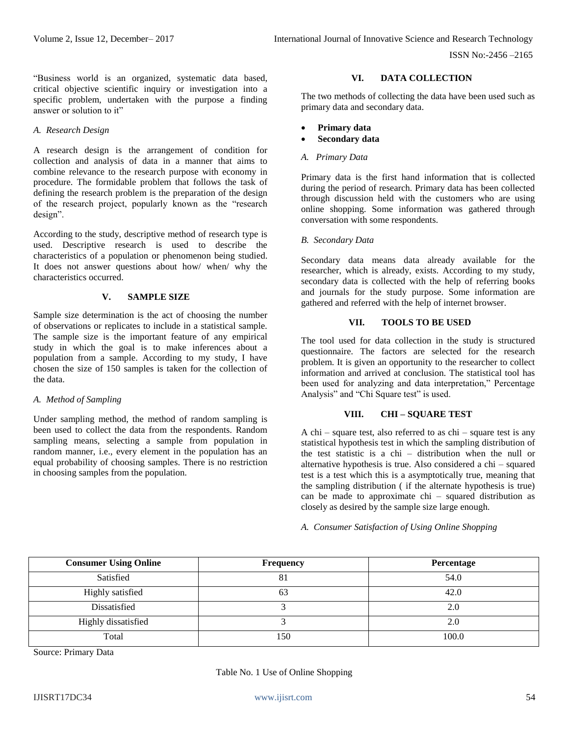"Business world is an organized, systematic data based, critical objective scientific inquiry or investigation into a specific problem, undertaken with the purpose a finding answer or solution to it"

*A. Research Design*

A research design is the arrangement of condition for collection and analysis of data in a manner that aims to combine relevance to the research purpose with economy in procedure. The formidable problem that follows the task of defining the research problem is the preparation of the design of the research project, popularly known as the "research design".

According to the study, descriptive method of research type is used. Descriptive research is used to describe the characteristics of a population or phenomenon being studied. It does not answer questions about how/ when/ why the characteristics occurred.

## V. SAMPLE SIZE

Sample size determination is the act of choosing the number of observations or replicates to include in a statistical sample. The sample size is the important feature of any empirical study in which the goal is to make inferences about a population from a sample. According to my study, I have chosen the size of 150 samples is taken for the collection of the data.

*A. Method of Sampling*

Under sampling method, the method of random sampling is been used to collect the data from the respondents. Random sampling means, selecting a sample from population in random manner, i.e., every element in the population has an equal probability of choosing samples. There is no restriction in choosing samples from the population.

## VI. DATA COLLECTION

The two methods of collecting the data have been used such as primary data and secondary data.

- **Primary data**
- **Secondary data**

*A. Primary Data*

Primary data is the first hand information that is collected during the period of research. Primary data has been collected through discussion held with the customers who are using online shopping. Some information was gathered through conversation with some respondents.

*B. Secondary Data*

Secondary data means data already available for the researcher, which is already, exists. According to my study, secondary data is collected with the help of referring books and journals for the study purpose. Some information are gathered and referred with the help of internet browser.

## VII. TOOLS TO BE USED

The tool used for data collection in the study is structured questionnaire. The factors are selected for the research problem. It is given an opportunity to the researcher to collect information and arrived at conclusion. The statistical tool has been used for analyzing and data interpretation," Percentage Analysis" and "Chi Square test" is used.

## VIII. CHI – SQUARE TEST

A chi – square test, also referred to as chi – square test is any statistical hypothesis test in which the sampling distribution of the test statistic is a chi – distribution when the null or alternative hypothesis is true. Also considered a chi – squared test is a test which this is a asymptotically true, meaning that the sampling distribution ( if the alternate hypothesis is true) can be made to approximate chi – squared distribution as closely as desired by the sample size large enough.

*A. Consumer Satisfaction of Using Online Shopping*

| **Consumer Using Online** | **Frequency** | **Percentage** |
|---|---|---|
| Satisfied | 81 | 54.0 |
| Highly satisfied | 63 | 42.0 |
| Dissatisfied | 3 | 2.0 |
| Highly dissatisfied | 3 | 2.0 |
| Total | 150 | 100.0 |

Source: Primary Data

Table No. 1 Use of Online Shopping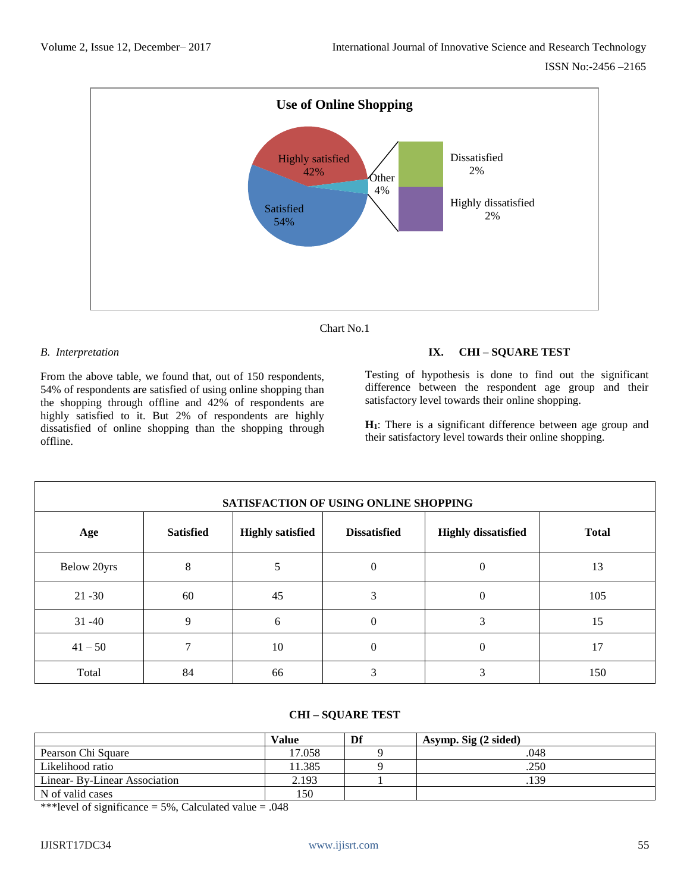Use of Online Shopping

Chart No.1

### B. Interpretation

From the above table, we found that, out of 150 respondents, 54% of respondents are satisfied of using online shopping than the shopping through offline and 42% of respondents are highly satisfied to it. But 2% of respondents are highly dissatisfied of online shopping than the shopping through offline.

## IX. CHI – SQUARE TEST

Testing of hypothesis is done to find out the significant difference between the respondent age group and their satisfactory level towards their online shopping.

**$H_1$**: There is a significant difference between age group and their satisfactory level towards their online shopping.

| SATISFACTION OF USING ONLINE SHOPPING | | | | | |
|---|---|---|---|---|---|
| **Age** | **Satisfied** | **Highly satisfied** | **Dissatisfied** | **Highly dissatisfied** | **Total** |
| Below 20yrs | 8 | 5 | 0 | 0 | 13 |
| 21 -30 | 60 | 45 | 3 | 0 | 105 |
| 31 -40 | 9 | 6 | 0 | 3 | 15 |
| 41 – 50 | 7 | 10 | 0 | 0 | 17 |
| Total | 84 | 66 | 3 | 3 | 150 |

**CHI – SQUARE TEST**

| | **Value** | **Df** | **Asymp. Sig (2 sided)** |
|---|---|---|---|
| Pearson Chi Square | 17.058 | 9 | .048 |
| Likelihood ratio | 11.385 | 9 | .250 |
| Linear- By-Linear Association | 2.193 | 1 | .139 |
| N of valid cases | 150 | | |

***level of significance = 5%, Calculated value = .048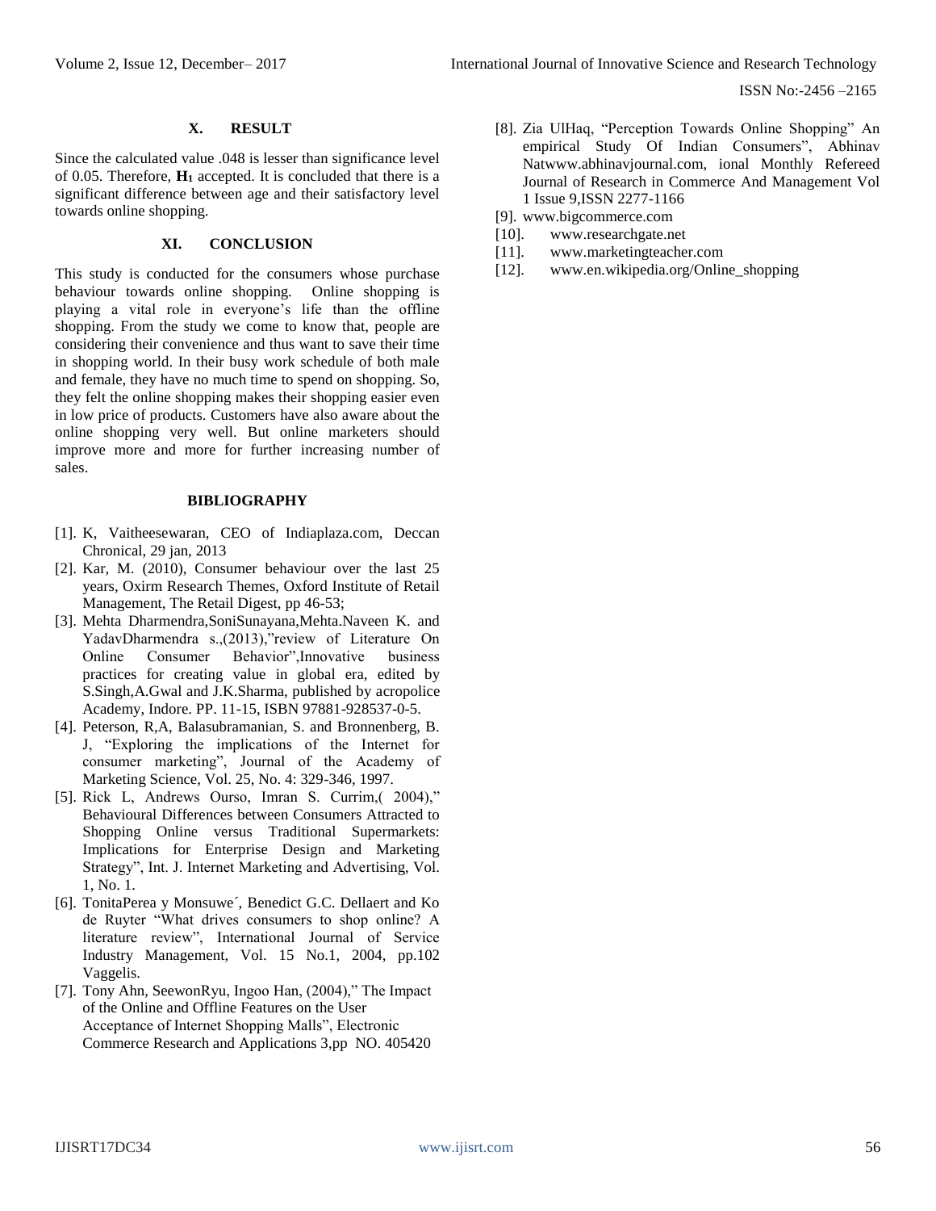## X. RESULT

Since the calculated value .048 is lesser than significance level of 0.05. Therefore, $\mathbf{H_1}$ accepted. It is concluded that there is a significant difference between age and their satisfactory level towards online shopping.

## XI. CONCLUSION

This study is conducted for the consumers whose purchase behaviour towards online shopping. Online shopping is playing a vital role in everyone's life than the offline shopping. From the study we come to know that, people are considering their convenience and thus want to save their time in shopping world. In their busy work schedule of both male and female, they have no much time to spend on shopping. So, they felt the online shopping makes their shopping easier even in low price of products. Customers have also aware about the online shopping very well. But online marketers should improve more and more for further increasing number of sales.

## BIBLIOGRAPHY

[1]. K, Vaitheesewaran, CEO of Indiaplaza.com, Deccan Chronical, 29 jan, 2013

[2]. Kar, M. (2010), Consumer behaviour over the last 25 years, Oxirm Research Themes, Oxford Institute of Retail Management, The Retail Digest, pp 46-53;

[3]. Mehta Dharmendra,SoniSunayana,Mehta.Naveen K. and YadavDharmendra s.,(2013),"review of Literature On Online Consumer Behavior",Innovative business practices for creating value in global era, edited by S.Singh,A.Gwal and J.K.Sharma, published by acropolice Academy, Indore. PP. 11-15, ISBN 97881-928537-0-5.

[4]. Peterson, R,A, Balasubramanian, S. and Bronnenberg, B. J, "Exploring the implications of the Internet for consumer marketing", Journal of the Academy of Marketing Science, Vol. 25, No. 4: 329-346, 1997.

[5]. Rick L, Andrews Ourso, Imran S. Currim,( 2004)," Behavioural Differences between Consumers Attracted to Shopping Online versus Traditional Supermarkets: Implications for Enterprise Design and Marketing Strategy", Int. J. Internet Marketing and Advertising, Vol. 1, No. 1.

[6]. TonitaPerea y Monsuwe´, Benedict G.C. Dellaert and Ko de Ruyter "What drives consumers to shop online? A literature review", International Journal of Service Industry Management, Vol. 15 No.1, 2004, pp.102 Vaggelis.

[7]. Tony Ahn, SeewonRyu, Ingoo Han, (2004)," The Impact of the Online and Offline Features on the User Acceptance of Internet Shopping Malls", Electronic Commerce Research and Applications 3,pp NO. 405420

[8]. Zia UlHaq, "Perception Towards Online Shopping" An empirical Study Of Indian Consumers", Abhinav Natwww.abhinavjournal.com, ional Monthly Refereed Journal of Research in Commerce And Management Vol 1 Issue 9,ISSN 2277-1166

[9]. www.bigcommerce.com

[10]. www.researchgate.net

[11]. www.marketingteacher.com

[12]. www.en.wikipedia.org/Online_shopping